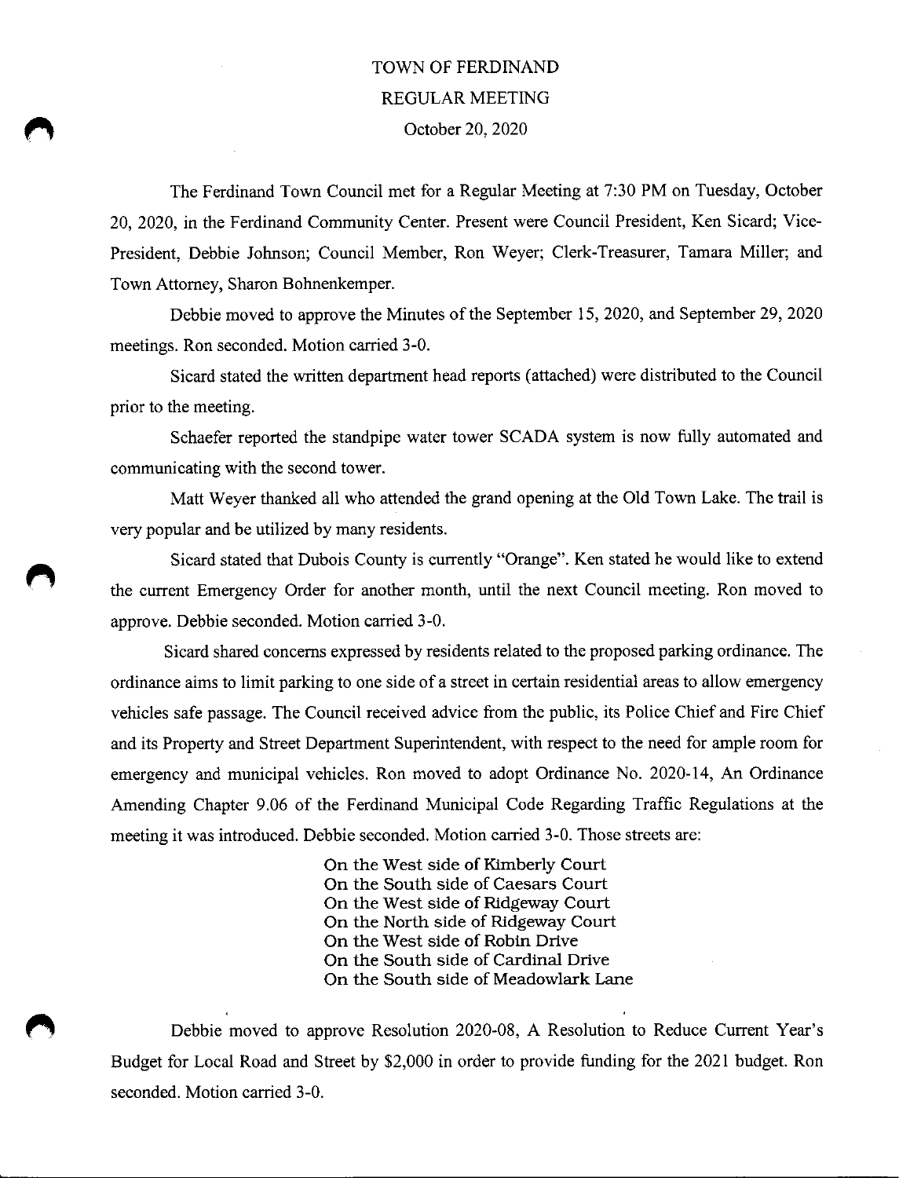# TOWN OF FERDINAND

## REGULAR MEETING

October 20, 2020

The Ferdinand Town Council met for a Regular Meeting at 7:30 PM on Tuesday, October 20, 2020, in the Ferdinand Community Center. Present were Council President, Ken Sicard; Vice-President, Debbie Johnson; Council Member, Ron Weyer; Clerk-Treasurer, Tamara Miller; and Town Attorney, Sharon Bohnenkemper.

Debbie moved to approve the Minutes of the September 15, 2020, and September 29, 2020 meetings. Ron seconded. Motion carried 3-0.

Sicard stated the written department head reports (attached) were distributed to the Council prior to the meeting.

Schaefer reported the standpipe water tower SCADA system is now fully automated and communicating with the second tower.

Matt Weyer thanked all who attended the grand opening at the Old Town Lake. The trail is very popular and be utilized by many residents.

Sicard stated that Dubois County is currently "Orange". Ken stated he would like to extend the current Emergency Order for another month, until the next Council meeting. Ron moved to approve. Debbie seconded. Motion carried 3-0.

Sicard shared concerns expressed by residents related to the proposed parking ordinance. The ordinance aims to limit parking to one side of a street in certain residential areas to allow emergency vehicles safe passage. The Council received advice from the public, its Police Chief and Fire Chief and its Property and Street Department Superintendent, with respect to the need for ample room for emergency and municipal vehicles. Ron moved to adopt Ordinance No. 2020-14, An Ordinance Amending Chapter 9.06 of the Ferdinand Municipal Code Regarding Traffic Regulations at the meeting it was introduced. Debbie seconded. Motion carried 3-0. Those streets are:

On the West side of Kimberly Court
On the South side of Caesars Court
On the West side of Ridgeway Court
On the North side of Ridgeway Court
On the West side of Robin Drive
On the South side of Cardinal Drive
On the South side of Meadowlark Lane

Debbie moved to approve Resolution 2020-08, A Resolution to Reduce Current Year's Budget for Local Road and Street by $2,000 in order to provide funding for the 2021 budget. Ron seconded. Motion carried 3-0.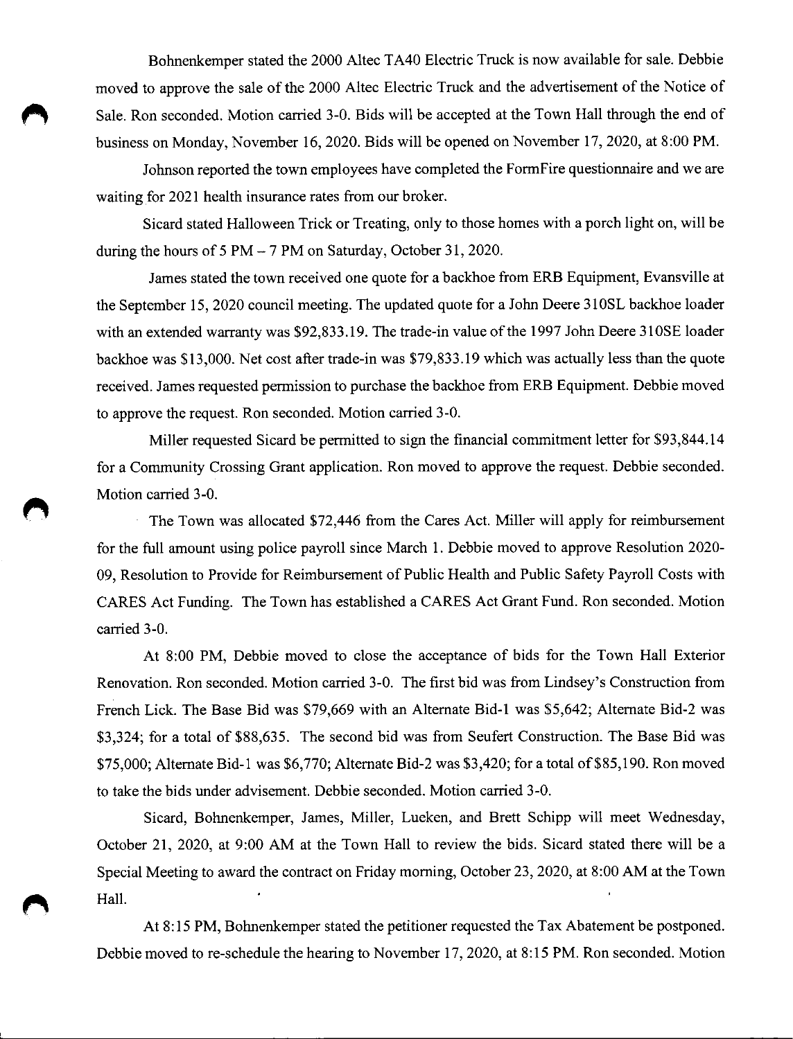Bohnenkemper stated the 2000 Altec TA40 Electric Truck is now available for sale. Debbie moved to approve the sale of the 2000 Altec Electric Truck and the advertisement of the Notice of Sale. Ron seconded. Motion carried 3-0. Bids will be accepted at the Town Hall through the end of business on Monday, November 16, 2020. Bids will be opened on November 17, 2020, at 8:00 PM.

Johnson reported the town employees have completed the FormFire questionnaire and we are waiting for 2021 health insurance rates from our broker.

Sicard stated Halloween Trick or Treating, only to those homes with a porch light on, will be during the hours of 5 PM – 7 PM on Saturday, October 31, 2020.

James stated the town received one quote for a backhoe from ERB Equipment, Evansville at the September 15, 2020 council meeting. The updated quote for a John Deere 310SL backhoe loader with an extended warranty was $92,833.19. The trade-in value of the 1997 John Deere 310SE loader backhoe was $13,000. Net cost after trade-in was $79,833.19 which was actually less than the quote received. James requested permission to purchase the backhoe from ERB Equipment. Debbie moved to approve the request. Ron seconded. Motion carried 3-0.

Miller requested Sicard be permitted to sign the financial commitment letter for $93,844.14 for a Community Crossing Grant application. Ron moved to approve the request. Debbie seconded. Motion carried 3-0.

The Town was allocated $72,446 from the Cares Act. Miller will apply for reimbursement for the full amount using police payroll since March 1. Debbie moved to approve Resolution 2020-09, Resolution to Provide for Reimbursement of Public Health and Public Safety Payroll Costs with CARES Act Funding. The Town has established a CARES Act Grant Fund. Ron seconded. Motion carried 3-0.

At 8:00 PM, Debbie moved to close the acceptance of bids for the Town Hall Exterior Renovation. Ron seconded. Motion carried 3-0. The first bid was from Lindsey's Construction from French Lick. The Base Bid was $79,669 with an Alternate Bid-1 was $5,642; Alternate Bid-2 was $3,324; for a total of $88,635. The second bid was from Seufert Construction. The Base Bid was $75,000; Alternate Bid-1 was $6,770; Alternate Bid-2 was $3,420; for a total of $85,190. Ron moved to take the bids under advisement. Debbie seconded. Motion carried 3-0.

Sicard, Bohnenkemper, James, Miller, Lueken, and Brett Schipp will meet Wednesday, October 21, 2020, at 9:00 AM at the Town Hall to review the bids. Sicard stated there will be a Special Meeting to award the contract on Friday morning, October 23, 2020, at 8:00 AM at the Town Hall.

At 8:15 PM, Bohnenkemper stated the petitioner requested the Tax Abatement be postponed. Debbie moved to re-schedule the hearing to November 17, 2020, at 8:15 PM. Ron seconded. Motion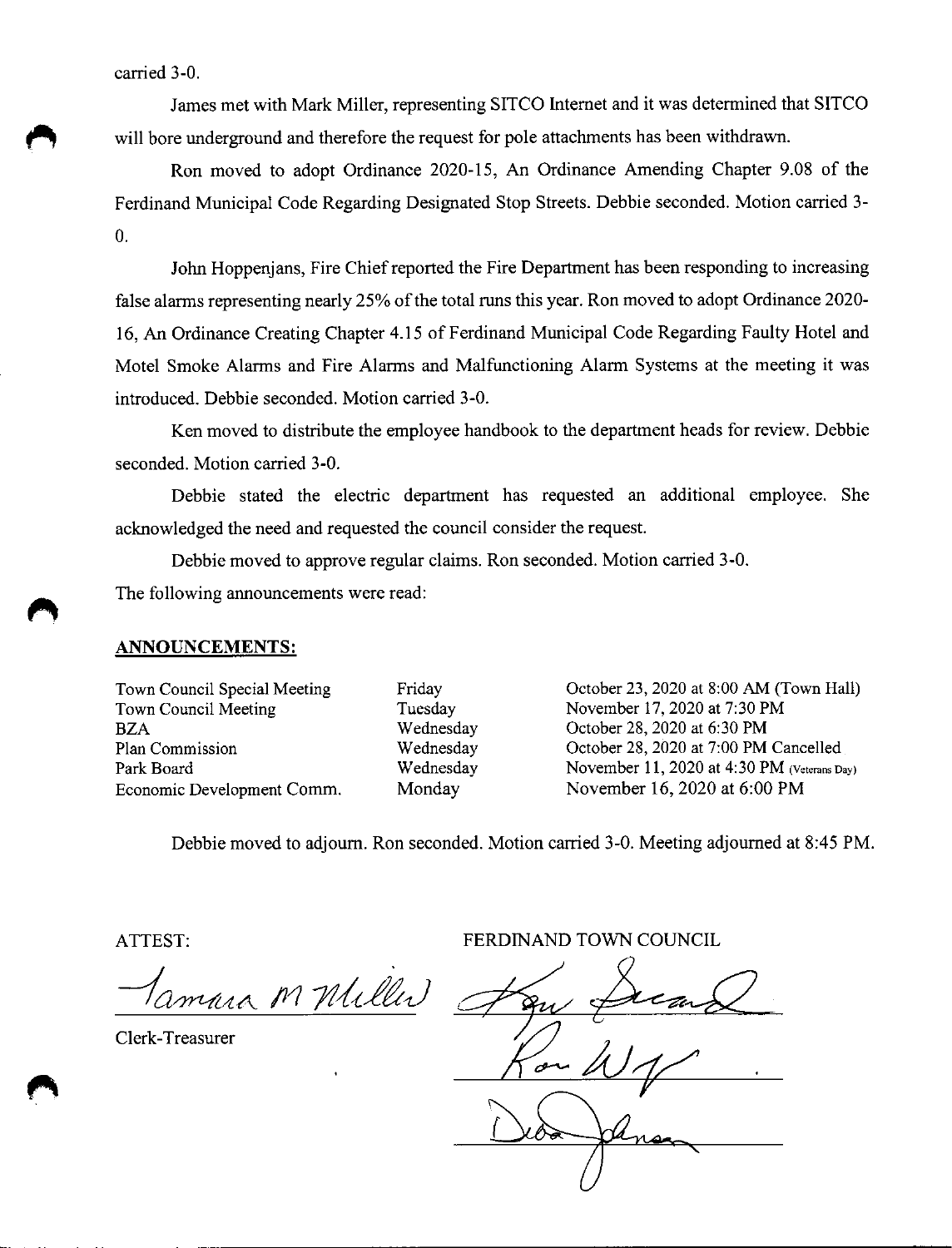carried 3-0.

James met with Mark Miller, representing SITCO Internet and it was determined that SITCO will bore underground and therefore the request for pole attachments has been withdrawn.

Ron moved to adopt Ordinance 2020-15, An Ordinance Amending Chapter 9.08 of the Ferdinand Municipal Code Regarding Designated Stop Streets. Debbie seconded. Motion carried 3-0.

John Hoppenjans, Fire Chief reported the Fire Department has been responding to increasing false alarms representing nearly 25% of the total runs this year. Ron moved to adopt Ordinance 2020-16, An Ordinance Creating Chapter 4.15 of Ferdinand Municipal Code Regarding Faulty Hotel and Motel Smoke Alarms and Fire Alarms and Malfunctioning Alarm Systems at the meeting it was introduced. Debbie seconded. Motion carried 3-0.

Ken moved to distribute the employee handbook to the department heads for review. Debbie seconded. Motion carried 3-0.

Debbie stated the electric department has requested an additional employee. She acknowledged the need and requested the council consider the request.

Debbie moved to approve regular claims. Ron seconded. Motion carried 3-0.

The following announcements were read:

**ANNOUNCEMENTS:**

| | | |
|---|---|---|
| Town Council Special Meeting | Friday | October 23, 2020 at 8:00 AM (Town Hall) |
| Town Council Meeting | Tuesday | November 17, 2020 at 7:30 PM |
| BZA | Wednesday | October 28, 2020 at 6:30 PM |
| Plan Commission | Wednesday | October 28, 2020 at 7:00 PM Cancelled |
| Park Board | Wednesday | November 11, 2020 at 4:30 PM (Veterans Day) |
| Economic Development Comm. | Monday | November 16, 2020 at 6:00 PM |

Debbie moved to adjourn. Ron seconded. Motion carried 3-0. Meeting adjourned at 8:45 PM.

ATTEST:

Tamara M Miller

Clerk-Treasurer

FERDINAND TOWN COUNCIL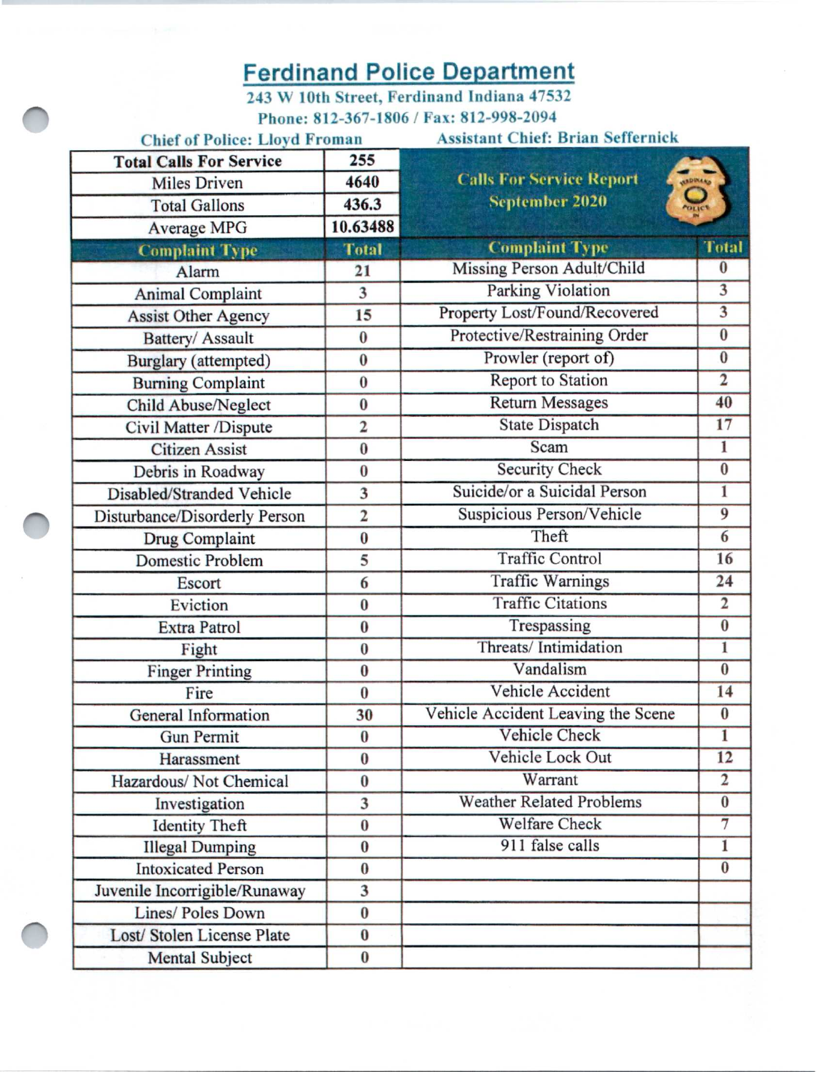# Ferdinand Police Department

243 W 10th Street, Ferdinand Indiana 47532

Phone: 812-367-1806 / Fax: 812-998-2094

Chief of Police: Lloyd Froman | Assistant Chief: Brian Seffernick

## Calls For Service Report September 2020

| | |
|---|---|
| **Total Calls For Service** | **255** |
| Miles Driven | 4640 |
| Total Gallons | 436.3 |
| Average MPG | 10.63488 |

| Complaint Type | Total | Complaint Type | Total |
|---|---|---|---|
| Alarm | 21 | Missing Person Adult/Child | 0 |
| Animal Complaint | 3 | Parking Violation | 3 |
| Assist Other Agency | 15 | Property Lost/Found/Recovered | 3 |
| Battery/ Assault | 0 | Protective/Restraining Order | 0 |
| Burglary (attempted) | 0 | Prowler (report of) | 0 |
| Burning Complaint | 0 | Report to Station | 2 |
| Child Abuse/Neglect | 0 | Return Messages | 40 |
| Civil Matter /Dispute | 2 | State Dispatch | 17 |
| Citizen Assist | 0 | Scam | 1 |
| Debris in Roadway | 0 | Security Check | 0 |
| Disabled/Stranded Vehicle | 3 | Suicide/or a Suicidal Person | 1 |
| Disturbance/Disorderly Person | 2 | Suspicious Person/Vehicle | 9 |
| Drug Complaint | 0 | Theft | 6 |
| Domestic Problem | 5 | Traffic Control | 16 |
| Escort | 6 | Traffic Warnings | 24 |
| Eviction | 0 | Traffic Citations | 2 |
| Extra Patrol | 0 | Trespassing | 0 |
| Fight | 0 | Threats/ Intimidation | 1 |
| Finger Printing | 0 | Vandalism | 0 |
| Fire | 0 | Vehicle Accident | 14 |
| General Information | 30 | Vehicle Accident Leaving the Scene | 0 |
| Gun Permit | 0 | Vehicle Check | 1 |
| Harassment | 0 | Vehicle Lock Out | 12 |
| Hazardous/ Not Chemical | 0 | Warrant | 2 |
| Investigation | 3 | Weather Related Problems | 0 |
| Identity Theft | 0 | Welfare Check | 7 |
| Illegal Dumping | 0 | 911 false calls | 1 |
| Intoxicated Person | 0 | | 0 |
| Juvenile Incorrigible/Runaway | 3 | | |
| Lines/ Poles Down | 0 | | |
| Lost/ Stolen License Plate | 0 | | |
| Mental Subject | 0 | | |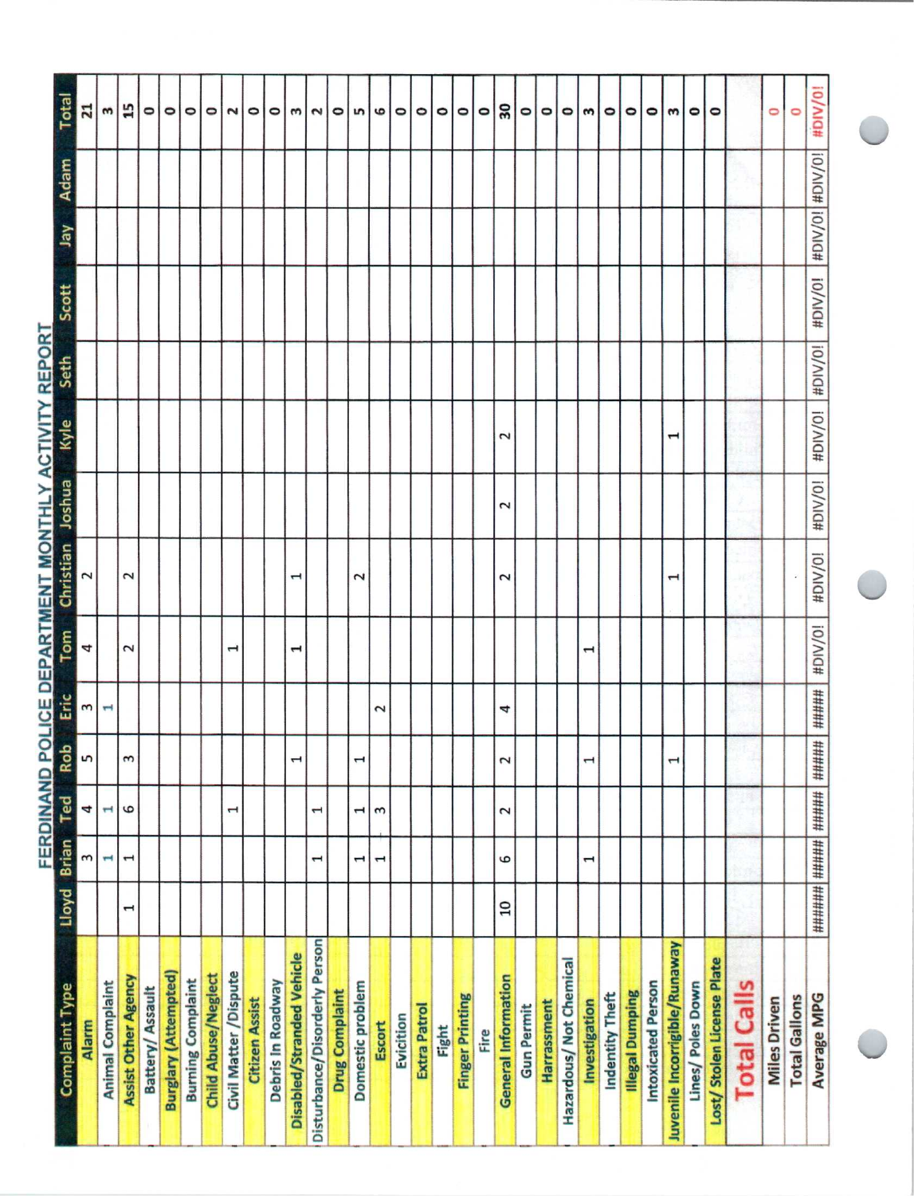# FERDINAND POLICE DEPARTMENT MONTHLY ACTIVITY REPORT

| Complaint Type | Lloyd | Brian | Ted | Rob | Eric | Tom | Christian | Joshua | Kyle | Seth | Scott | Jay | Adam | Total |
|---|---|---|---|---|---|---|---|---|---|---|---|---|---|---|
| Alarm | | 3 | 4 | 5 | 3 | 4 | 2 | | | | | | | 21 |
| Animal Complaint | | 1 | 1 | | 1 | | | | | | | | | 3 |
| Assist Other Agency | 1 | 1 | 6 | 3 | | 2 | 2 | | | | | | | 15 |
| Battery/ Assault | | | | | | | | | | | | | | 0 |
| Burglary (Attempted) | | | | | | | | | | | | | | 0 |
| Burning Complaint | | | | | | | | | | | | | | 0 |
| Child Abuse/Neglect | | | | | | | | | | | | | | 0 |
| Civil Matter /Dispute | | | 1 | | | 1 | | | | | | | | 2 |
| Citizen Assist | | | | | | | | | | | | | | 0 |
| Debris In Roadway | | | | | | | | | | | | | | 0 |
| Disabled/Stranded Vehicle | | | | 1 | | 1 | 1 | | | | | | | 3 |
| Disturbance/Disorderly Person | | 1 | 1 | | | | | | | | | | | 2 |
| Drug Complaint | | | | | | | | | | | | | | 0 |
| Domestic problem | | 1 | 1 | 1 | | | 2 | | | | | | | 5 |
| Escort | | 1 | 3 | | 2 | | | | | | | | | 6 |
| Eviction | | | | | | | | | | | | | | 0 |
| Extra Patrol | | | | | | | | | | | | | | 0 |
| Fight | | | | | | | | | | | | | | 0 |
| Finger Printing | | | | | | | | | | | | | | 0 |
| Fire | | | | | | | | | | | | | | 0 |
| General Information | 10 | 6 | 2 | 2 | 4 | | 2 | 2 | 2 | | | | | 30 |
| Gun Permit | | | | | | | | | | | | | | 0 |
| Harrassment | | | | | | | | | | | | | | 0 |
| Hazardous/ Not Chemical | | | | | | | | | | | | | | 0 |
| Investigation | | 1 | | 1 | | 1 | | | | | | | | 3 |
| Indentity Theft | | | | | | | | | | | | | | 0 |
| Illegal Dumping | | | | | | | | | | | | | | 0 |
| Intoxicated Person | | | | | | | | | | | | | | 0 |
| Juvenile Incorrigible/Runaway | | | | 1 | | | 1 | | 1 | | | | | 3 |
| Lines/ Poles Down | | | | | | | | | | | | | | 0 |
| Lost/ Stolen License Plate | | | | | | | | | | | | | | 0 |
| **Total Calls** | | | | | | | | | | | | | | |
| Miles Driven | | | | | | | | | | | | | | 0 |
| Total Gallons | | | | | | | | | | | | | | 0 |
| Average MPG | ###### | ##### | ##### | ##### | ##### | #DIV/0! | #DIV/0! | #DIV/0! | #DIV/0! | #DIV/0! | #DIV/0! | #DIV/0! | #DIV/0! | #DIV/0! |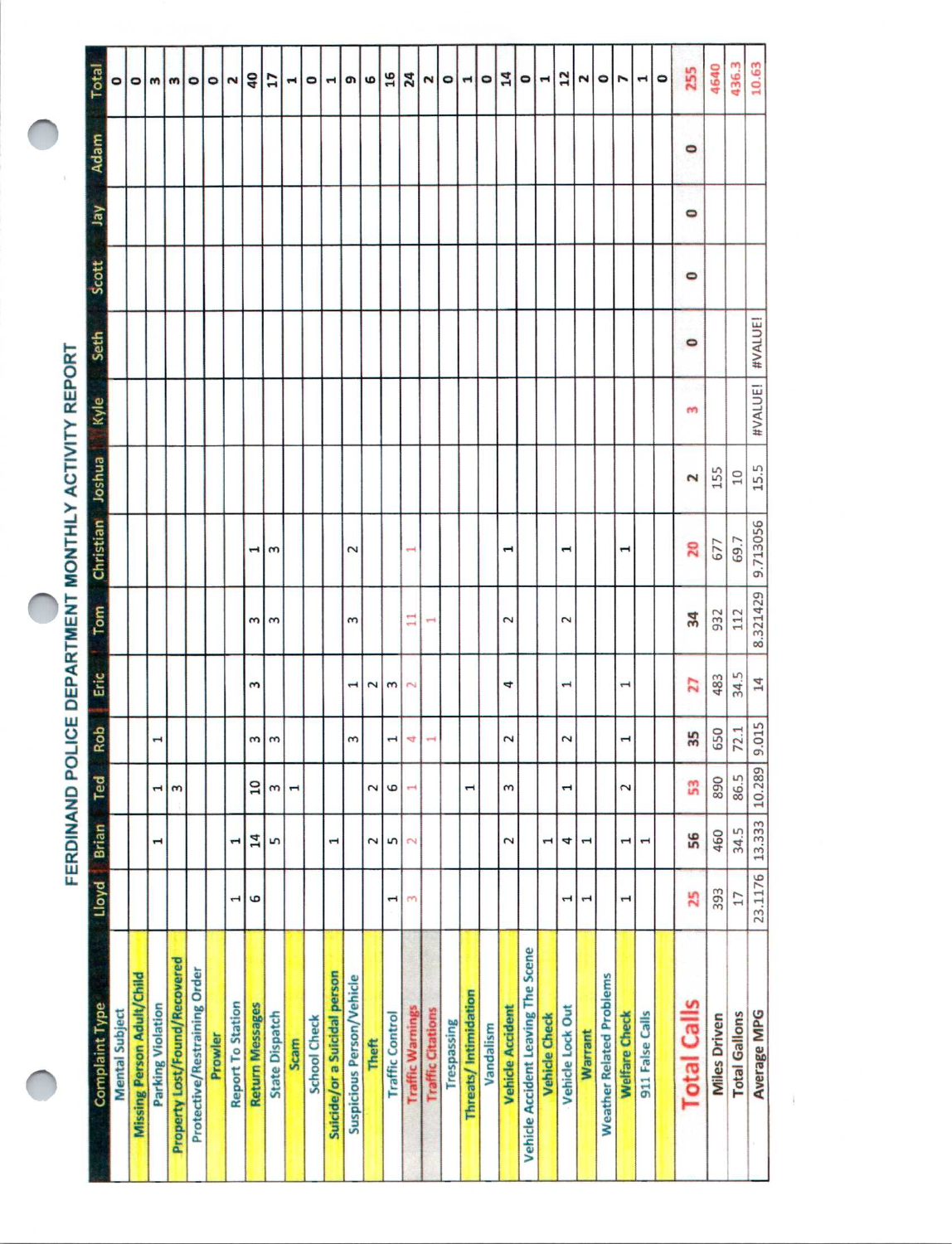# FERDINAND POLICE DEPARTMENT MONTHLY ACTIVITY REPORT

| Complaint Type | Lloyd | Brian | Ted | Rob | Eric | Tom | Christian | Joshua | Kyle | Seth | Scott | Jay | Adam | Total |
|---|---|---|---|---|---|---|---|---|---|---|---|---|---|---|
| Mental Subject | | | | | | | | | | | | | | 0 |
| Missing Person Adult/Child | | | | | | | | | | | | | | 0 |
| Parking Violation | | 1 | 1 | 1 | | | | | | | | | | 3 |
| Property Lost/Found/Recovered | | | 3 | | | | | | | | | | | 3 |
| Protective/Restraining Order | | | | | | | | | | | | | | 0 |
| Prowler | | | | | | | | | | | | | | 0 |
| Report To Station | 1 | 1 | | | | | | | | | | | | 2 |
| Return Messages | 6 | 14 | 10 | 3 | 3 | 3 | 1 | | | | | | | 40 |
| State Dispatch | | 5 | 3 | 3 | | 3 | 3 | | | | | | | 17 |
| Scam | | | 1 | | | | | | | | | | | 1 |
| School Check | | | | | | | | | | | | | | 0 |
| Suicide/or a Suicidal person | | 1 | | | | | | | | | | | | 1 |
| Suspicious Person/Vehicle | | | | 3 | 1 | 3 | 2 | | | | | | | 9 |
| Theft | | 2 | 2 | | 2 | | | | | | | | | 6 |
| Traffic Control | 1 | 5 | 6 | 1 | 3 | | | | | | | | | 16 |
| Traffic Warnings | 3 | 2 | 1 | 4 | 2 | 11 | 1 | | | | | | | 24 |
| Traffic Citations | | | | 1 | | 1 | | | | | | | | 2 |
| Trespassing | | | | | | | | | | | | | | 0 |
| Threats/ Intimidation | | | 1 | | | | | | | | | | | 1 |
| Vandalism | | | | | | | | | | | | | | 0 |
| Vehicle Accident | | 2 | 3 | 2 | 4 | 2 | 1 | | | | | | | 14 |
| Vehicle Accident Leaving The Scene | | | | | | | | | | | | | | 0 |
| Vehicle Check | | 1 | | | | | | | | | | | | 1 |
| Vehicle Lock Out | 1 | 4 | 1 | 2 | 1 | 2 | 1 | | | | | | | 12 |
| Warrant | 1 | 1 | | | | | | | | | | | | 2 |
| Weather Related Problems | | | | | | | | | | | | | | 0 |
| Welfare Check | 1 | 1 | 2 | 1 | 1 | | 1 | | | | | | | 7 |
| 911 False Calls | | 1 | | | | | | | | | | | | 1 |
| | | | | | | | | | | | | | | 0 |
| **Total Calls** | 25 | 56 | 53 | 35 | 27 | 34 | 20 | 2 | 3 | 0 | 0 | 0 | 0 | 255 |
| Miles Driven | 393 | 460 | 890 | 650 | 483 | 932 | 677 | 155 | | | | | | 4640 |
| Total Gallons | 17 | 34.5 | 86.5 | 72.1 | 34.5 | 112 | 69.7 | 10 | | | | | | 436.3 |
| Average MPG | 23.1176 | 13.333 | 10.289 | 9.015 | 14 | 8.321429 | 9.713056 | 15.5 | #VALUE! | #VALUE! | | | | 10.63 |